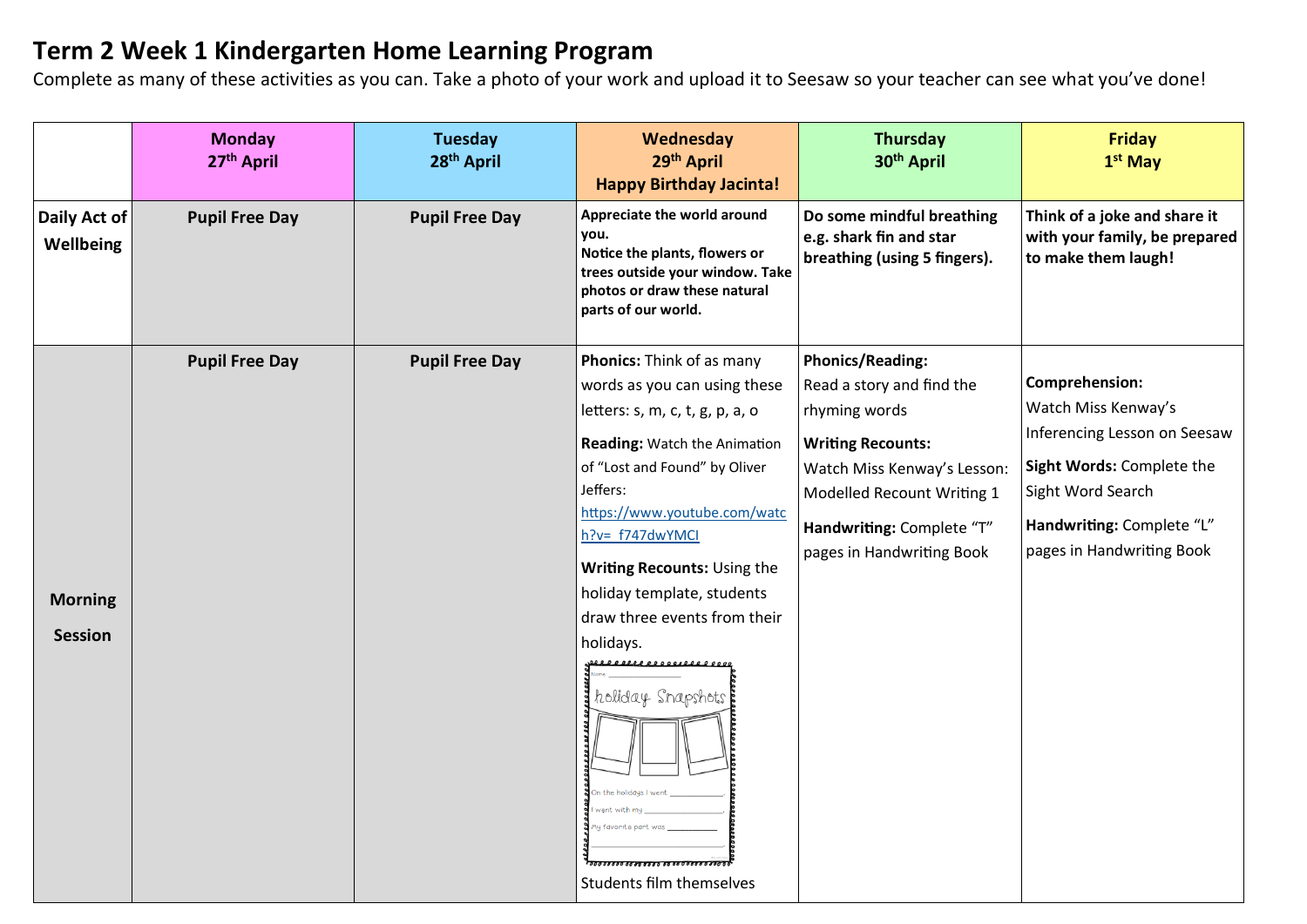# Term 2 Week 1 Kindergarten Home Learning Program

Complete as many of these activities as you can. Take a photo of your work and upload it to Seesaw so your teacher can see what you've done!

| | Monday 27th April | Tuesday 28th April | Wednesday 29th April Happy Birthday Jacinta! | Thursday 30th April | Friday 1st May |
|---|---|---|---|---|---|
| **Daily Act of Wellbeing** | **Pupil Free Day** | **Pupil Free Day** | **Appreciate the world around you. Notice the plants, flowers or trees outside your window. Take photos or draw these natural parts of our world.** | **Do some mindful breathing e.g. shark fin and star breathing (using 5 fingers).** | **Think of a joke and share it with your family, be prepared to make them laugh!** |
| **Morning Session** | **Pupil Free Day** | **Pupil Free Day** | **Phonics:** Think of as many words as you can using these letters: s, m, c, t, g, p, a, o<br><br>**Reading:** Watch the Animation of "Lost and Found" by Oliver Jeffers: https://www.youtube.com/watch?v=_f747dwYMCI<br><br>**Writing Recounts:** Using the holiday template, students draw three events from their holidays.<br><br>Name: ______ holiday Snapshots<br>On the holidays I went ______.<br>I went with my ______.<br>My favorite part was ______<br><br>Students film themselves | **Phonics/Reading:** Read a story and find the rhyming words<br><br>**Writing Recounts:** Watch Miss Kenway's Lesson: Modelled Recount Writing 1<br><br>**Handwriting:** Complete "T" pages in Handwriting Book | **Comprehension:** Watch Miss Kenway's Inferencing Lesson on Seesaw<br><br>**Sight Words:** Complete the Sight Word Search<br><br>**Handwriting:** Complete "L" pages in Handwriting Book |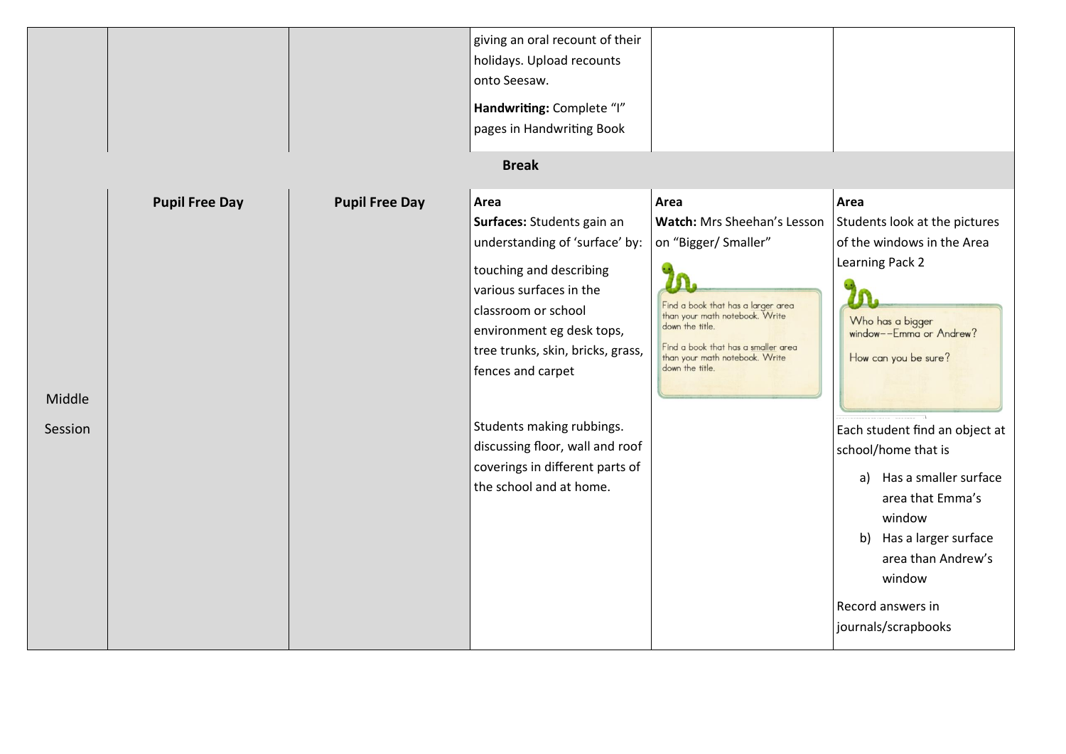|  |  |  | giving an oral recount of their holidays. Upload recounts onto Seesaw.<br><br>**Handwriting:** Complete "I" pages in Handwriting Book |  |  |
|---|---|---|---|---|---|
| | | | **Break** | | |
| Middle Session | **Pupil Free Day** | **Pupil Free Day** | **Area**<br>**Surfaces:** Students gain an understanding of 'surface' by:<br><br>touching and describing various surfaces in the classroom or school environment eg desk tops, tree trunks, skin, bricks, grass, fences and carpet<br><br>Students making rubbings. discussing floor, wall and roof coverings in different parts of the school and at home. | **Area**<br>**Watch:** Mrs Sheehan's Lesson on "Bigger/ Smaller"<br><br>Find a book that has a larger area than your math notebook. Write down the title.<br><br>Find a book that has a smaller area than your math notebook. Write down the title. | **Area**<br>Students look at the pictures of the windows in the Area Learning Pack 2<br><br>Who has a bigger window--Emma or Andrew?<br><br>How can you be sure?<br><br>Each student find an object at school/home that is<br><br>a) Has a smaller surface area that Emma's window<br>b) Has a larger surface area than Andrew's window<br><br>Record answers in journals/scrapbooks |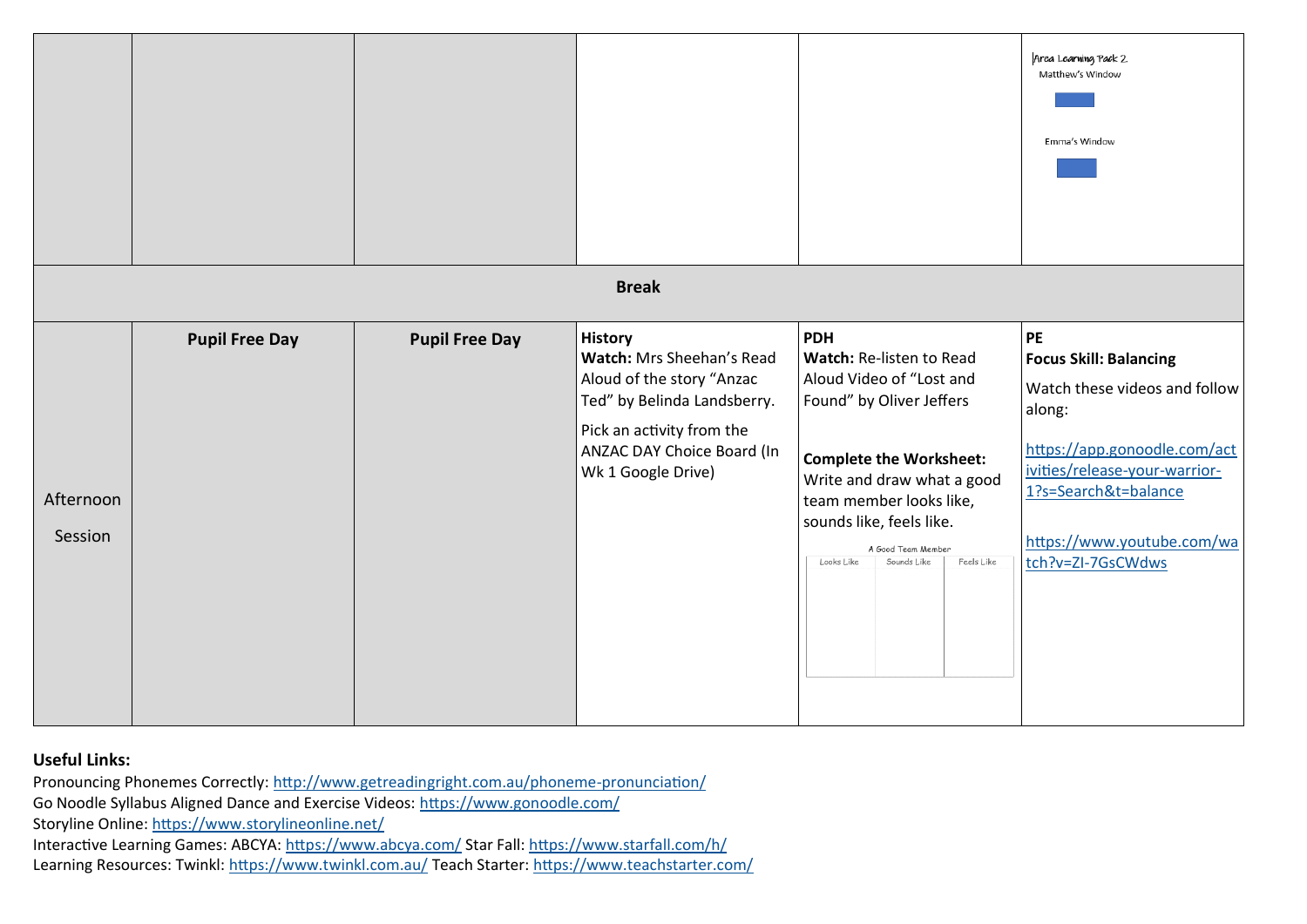| | | | | | |
|---|---|---|---|---|---|
| | | | | | Area Learning Pack 2<br>Matthew's Window<br><br>Emma's Window |
| **Break** | | | | | |
| Afternoon Session | **Pupil Free Day** | **Pupil Free Day** | **History**<br>**Watch:** Mrs Sheehan's Read Aloud of the story "Anzac Ted" by Belinda Landsberry.<br>Pick an activity from the ANZAC DAY Choice Board (In Wk 1 Google Drive) | **PDH**<br>**Watch:** Re-listen to Read Aloud Video of "Lost and Found" by Oliver Jeffers<br>**Complete the Worksheet:** Write and draw what a good team member looks like, sounds like, feels like.<br>A Good Team Member<br>Looks Like / Sounds Like / Feels Like | **PE**<br>**Focus Skill: Balancing**<br>Watch these videos and follow along:<br>https://app.gonoodle.com/activities/release-your-warrior-1?s=Search&t=balance<br>https://www.youtube.com/watch?v=Zl-7GsCWdws |

**Useful Links:**

Pronouncing Phonemes Correctly: http://www.getreadingright.com.au/phoneme-pronunciation/
Go Noodle Syllabus Aligned Dance and Exercise Videos: https://www.gonoodle.com/
Storyline Online: https://www.storylineonline.net/
Interactive Learning Games: ABCYA: https://www.abcya.com/ Star Fall: https://www.starfall.com/h/
Learning Resources: Twinkl: https://www.twinkl.com.au/ Teach Starter: https://www.teachstarter.com/